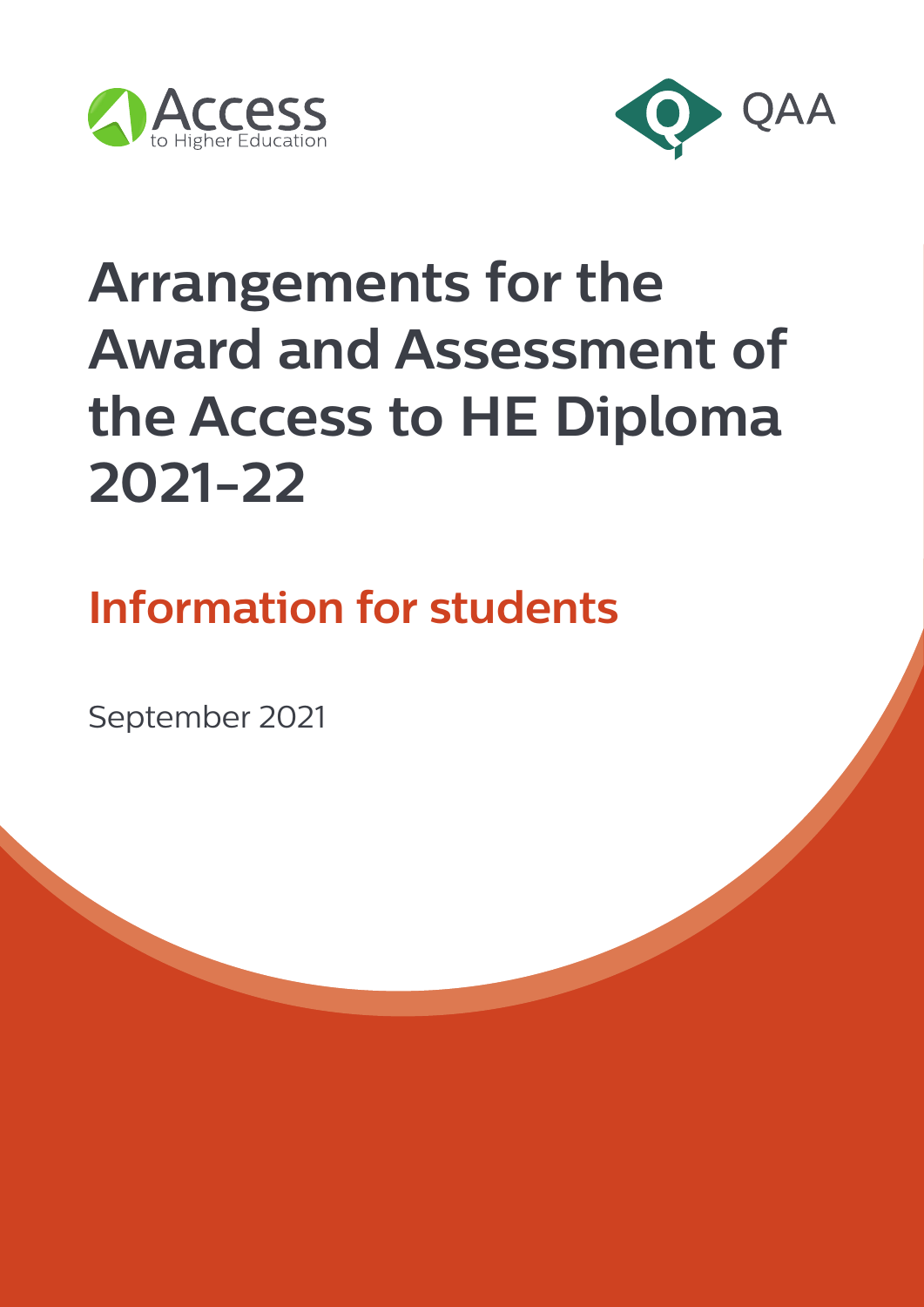Access to Higher Education

QAA

# Arrangements for the Award and Assessment of the Access to HE Diploma 2021-22

## Information for students

September 2021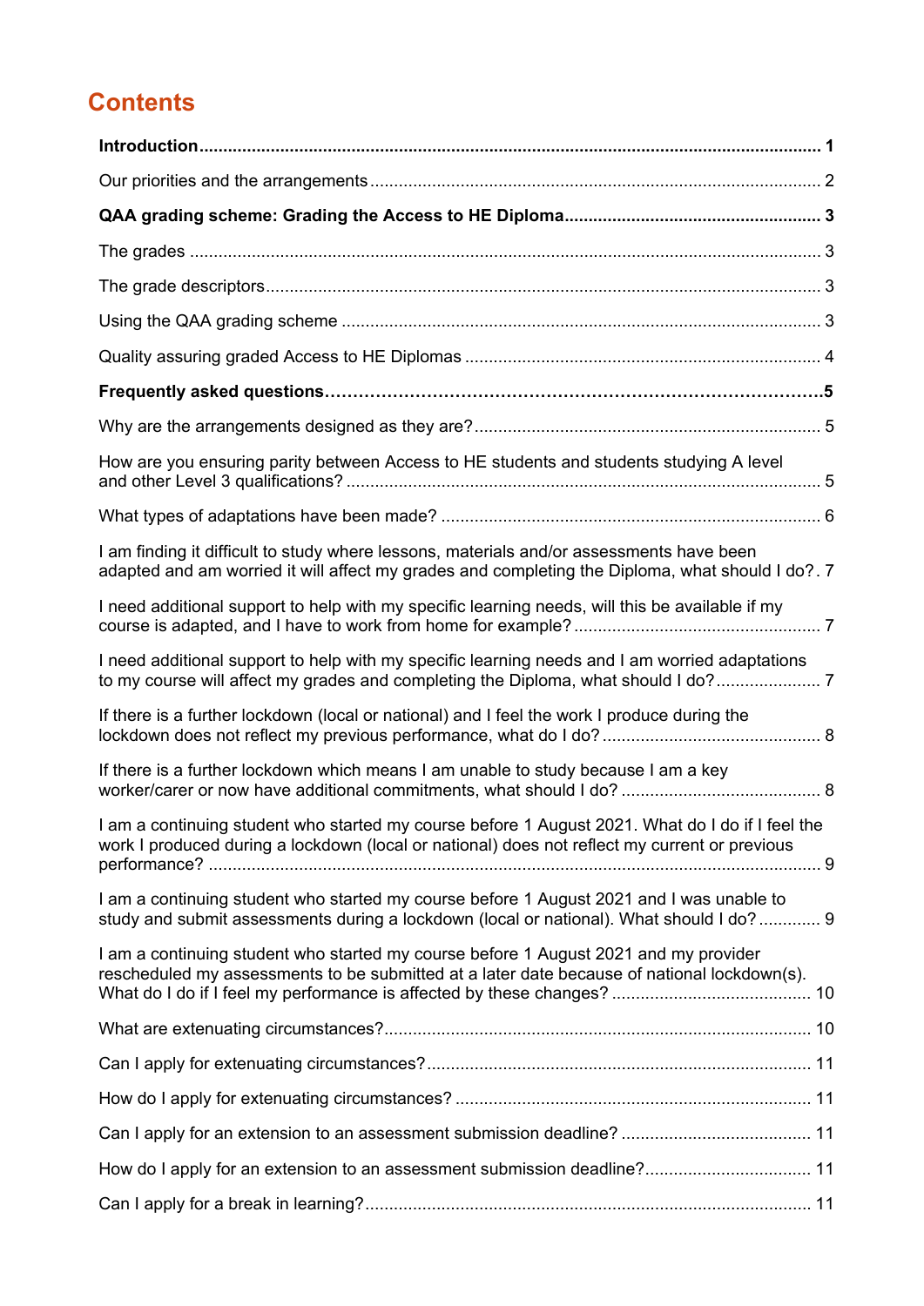## Contents

**Introduction** ........ 1

Our priorities and the arrangements ........ 2

**QAA grading scheme: Grading the Access to HE Diploma** ........ 3

The grades ........ 3

The grade descriptors ........ 3

Using the QAA grading scheme ........ 3

Quality assuring graded Access to HE Diplomas ........ 4

**Frequently asked questions** ........ 5

Why are the arrangements designed as they are? ........ 5

How are you ensuring parity between Access to HE students and students studying A level and other Level 3 qualifications? ........ 5

What types of adaptations have been made? ........ 6

I am finding it difficult to study where lessons, materials and/or assessments have been adapted and am worried it will affect my grades and completing the Diploma, what should I do? . 7

I need additional support to help with my specific learning needs, will this be available if my course is adapted, and I have to work from home for example? ........ 7

I need additional support to help with my specific learning needs and I am worried adaptations to my course will affect my grades and completing the Diploma, what should I do? ........ 7

If there is a further lockdown (local or national) and I feel the work I produce during the lockdown does not reflect my previous performance, what do I do? ........ 8

If there is a further lockdown which means I am unable to study because I am a key worker/carer or now have additional commitments, what should I do? ........ 8

I am a continuing student who started my course before 1 August 2021. What do I do if I feel the work I produced during a lockdown (local or national) does not reflect my current or previous performance? ........ 9

I am a continuing student who started my course before 1 August 2021 and I was unable to study and submit assessments during a lockdown (local or national). What should I do? ........ 9

I am a continuing student who started my course before 1 August 2021 and my provider rescheduled my assessments to be submitted at a later date because of national lockdown(s). What do I do if I feel my performance is affected by these changes? ........ 10

What are extenuating circumstances? ........ 10

Can I apply for extenuating circumstances? ........ 11

How do I apply for extenuating circumstances? ........ 11

Can I apply for an extension to an assessment submission deadline? ........ 11

How do I apply for an extension to an assessment submission deadline? ........ 11

Can I apply for a break in learning? ........ 11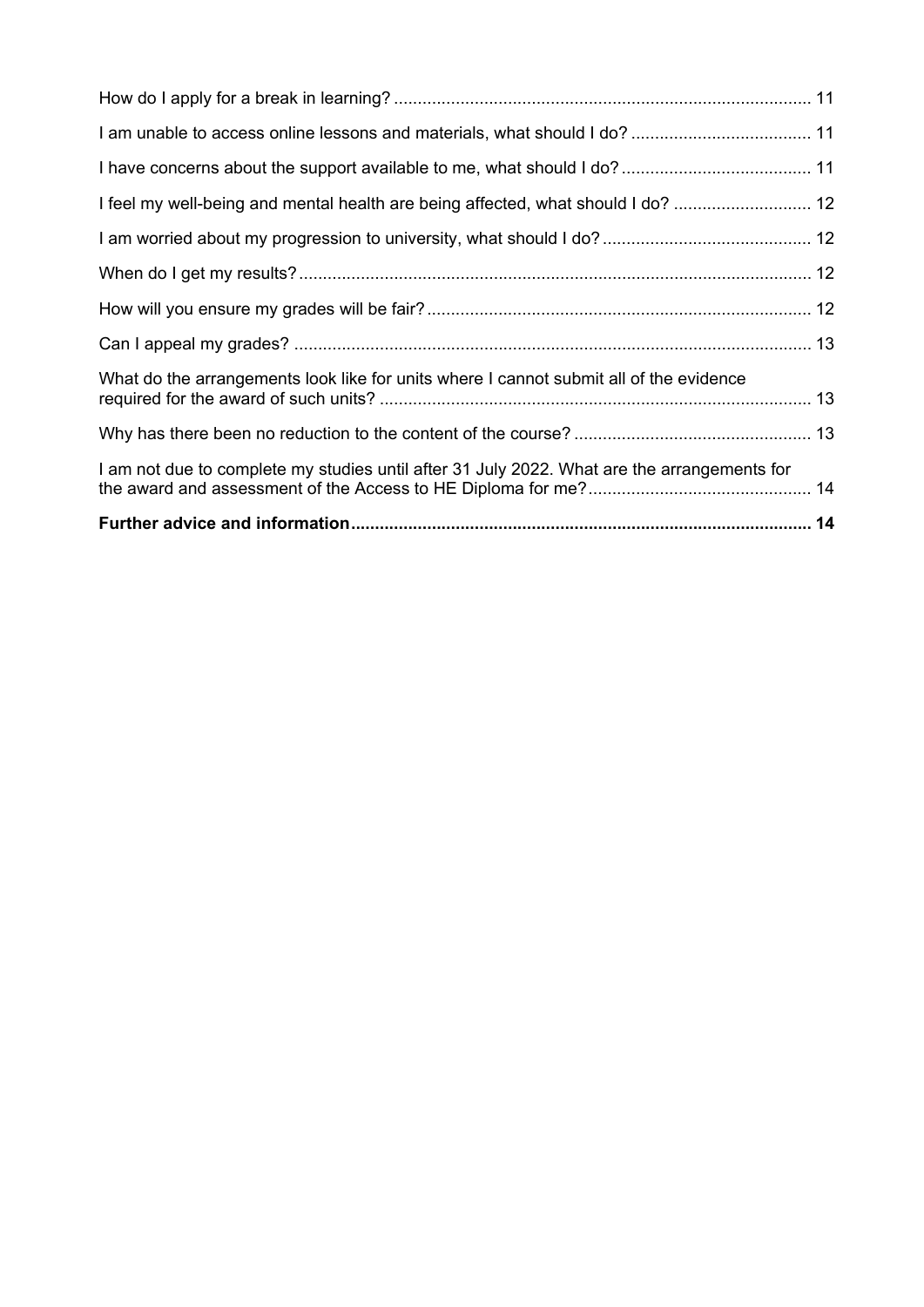How do I apply for a break in learning? ........................................................................................ 11

I am unable to access online lessons and materials, what should I do? ...................................... 11

I have concerns about the support available to me, what should I do? ........................................ 11

I feel my well-being and mental health are being affected, what should I do? ............................. 12

I am worried about my progression to university, what should I do? ............................................ 12

When do I get my results? ............................................................................................................ 12

How will you ensure my grades will be fair? ................................................................................. 12

Can I appeal my grades? .............................................................................................................. 13

What do the arrangements look like for units where I cannot submit all of the evidence required for the award of such units? ........................................................................................... 13

Why has there been no reduction to the content of the course? .................................................. 13

I am not due to complete my studies until after 31 July 2022. What are the arrangements for the award and assessment of the Access to HE Diploma for me? ............................................... 14

**Further advice and information ................................................................................................. 14**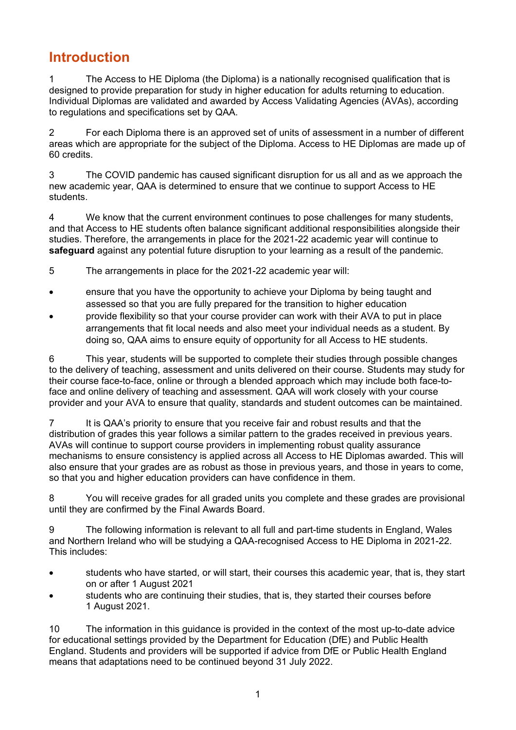# Introduction

1 The Access to HE Diploma (the Diploma) is a nationally recognised qualification that is designed to provide preparation for study in higher education for adults returning to education. Individual Diplomas are validated and awarded by Access Validating Agencies (AVAs), according to regulations and specifications set by QAA.

2 For each Diploma there is an approved set of units of assessment in a number of different areas which are appropriate for the subject of the Diploma. Access to HE Diplomas are made up of 60 credits.

3 The COVID pandemic has caused significant disruption for us all and as we approach the new academic year, QAA is determined to ensure that we continue to support Access to HE students.

4 We know that the current environment continues to pose challenges for many students, and that Access to HE students often balance significant additional responsibilities alongside their studies. Therefore, the arrangements in place for the 2021-22 academic year will continue to **safeguard** against any potential future disruption to your learning as a result of the pandemic.

5 The arrangements in place for the 2021-22 academic year will:

- ensure that you have the opportunity to achieve your Diploma by being taught and assessed so that you are fully prepared for the transition to higher education
- provide flexibility so that your course provider can work with their AVA to put in place arrangements that fit local needs and also meet your individual needs as a student. By doing so, QAA aims to ensure equity of opportunity for all Access to HE students.

6 This year, students will be supported to complete their studies through possible changes to the delivery of teaching, assessment and units delivered on their course. Students may study for their course face-to-face, online or through a blended approach which may include both face-to-face and online delivery of teaching and assessment. QAA will work closely with your course provider and your AVA to ensure that quality, standards and student outcomes can be maintained.

7 It is QAA's priority to ensure that you receive fair and robust results and that the distribution of grades this year follows a similar pattern to the grades received in previous years. AVAs will continue to support course providers in implementing robust quality assurance mechanisms to ensure consistency is applied across all Access to HE Diplomas awarded. This will also ensure that your grades are as robust as those in previous years, and those in years to come, so that you and higher education providers can have confidence in them.

8 You will receive grades for all graded units you complete and these grades are provisional until they are confirmed by the Final Awards Board.

9 The following information is relevant to all full and part-time students in England, Wales and Northern Ireland who will be studying a QAA-recognised Access to HE Diploma in 2021-22. This includes:

- students who have started, or will start, their courses this academic year, that is, they start on or after 1 August 2021
- students who are continuing their studies, that is, they started their courses before 1 August 2021.

10 The information in this guidance is provided in the context of the most up-to-date advice for educational settings provided by the Department for Education (DfE) and Public Health England. Students and providers will be supported if advice from DfE or Public Health England means that adaptations need to be continued beyond 31 July 2022.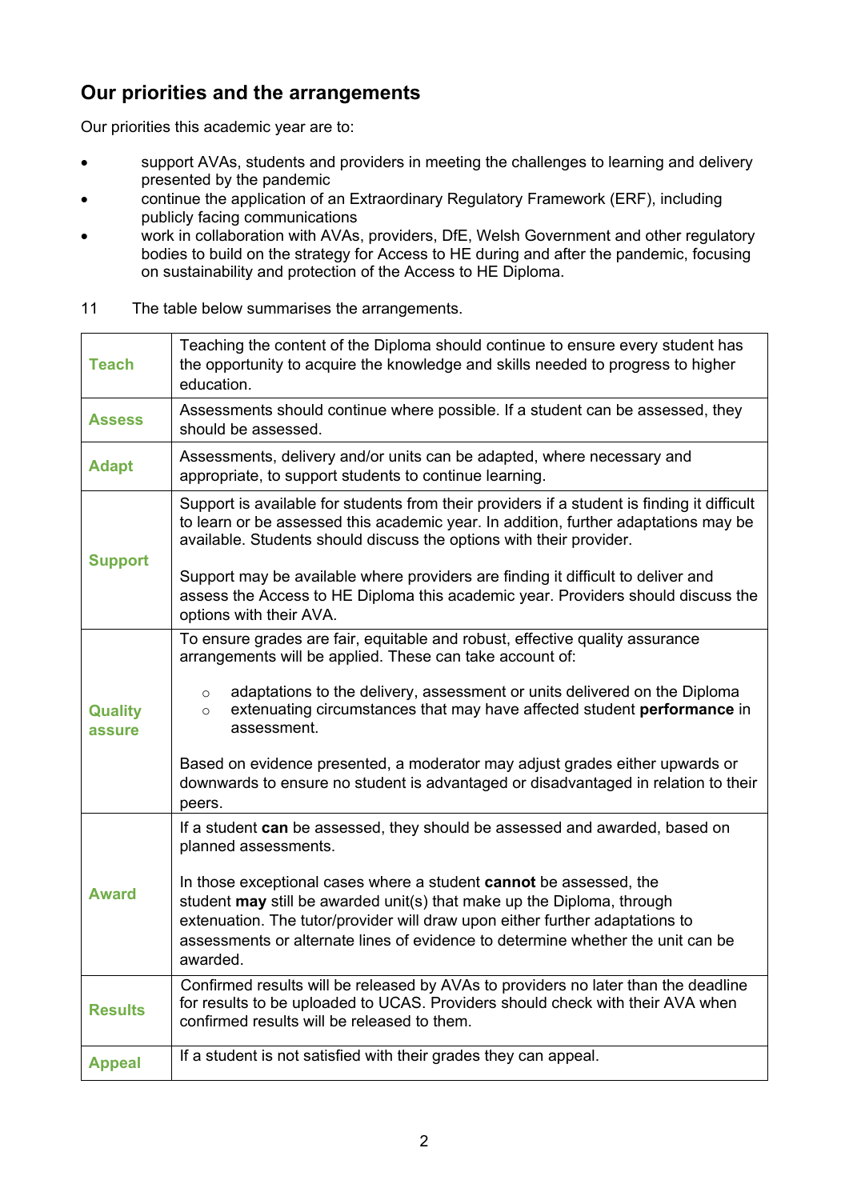## Our priorities and the arrangements

Our priorities this academic year are to:

- support AVAs, students and providers in meeting the challenges to learning and delivery presented by the pandemic
- continue the application of an Extraordinary Regulatory Framework (ERF), including publicly facing communications
- work in collaboration with AVAs, providers, DfE, Welsh Government and other regulatory bodies to build on the strategy for Access to HE during and after the pandemic, focusing on sustainability and protection of the Access to HE Diploma.

11 The table below summarises the arrangements.

| | |
|---|---|
| **Teach** | Teaching the content of the Diploma should continue to ensure every student has the opportunity to acquire the knowledge and skills needed to progress to higher education. |
| **Assess** | Assessments should continue where possible. If a student can be assessed, they should be assessed. |
| **Adapt** | Assessments, delivery and/or units can be adapted, where necessary and appropriate, to support students to continue learning. |
| **Support** | Support is available for students from their providers if a student is finding it difficult to learn or be assessed this academic year. In addition, further adaptations may be available. Students should discuss the options with their provider.<br><br>Support may be available where providers are finding it difficult to deliver and assess the Access to HE Diploma this academic year. Providers should discuss the options with their AVA. |
| **Quality assure** | To ensure grades are fair, equitable and robust, effective quality assurance arrangements will be applied. These can take account of:<br><br>◦ adaptations to the delivery, assessment or units delivered on the Diploma<br>◦ extenuating circumstances that may have affected student **performance** in assessment.<br><br>Based on evidence presented, a moderator may adjust grades either upwards or downwards to ensure no student is advantaged or disadvantaged in relation to their peers. |
| **Award** | If a student **can** be assessed, they should be assessed and awarded, based on planned assessments.<br><br>In those exceptional cases where a student **cannot** be assessed, the student **may** still be awarded unit(s) that make up the Diploma, through extenuation. The tutor/provider will draw upon either further adaptations to assessments or alternate lines of evidence to determine whether the unit can be awarded. |
| **Results** | Confirmed results will be released by AVAs to providers no later than the deadline for results to be uploaded to UCAS. Providers should check with their AVA when confirmed results will be released to them. |
| **Appeal** | If a student is not satisfied with their grades they can appeal. |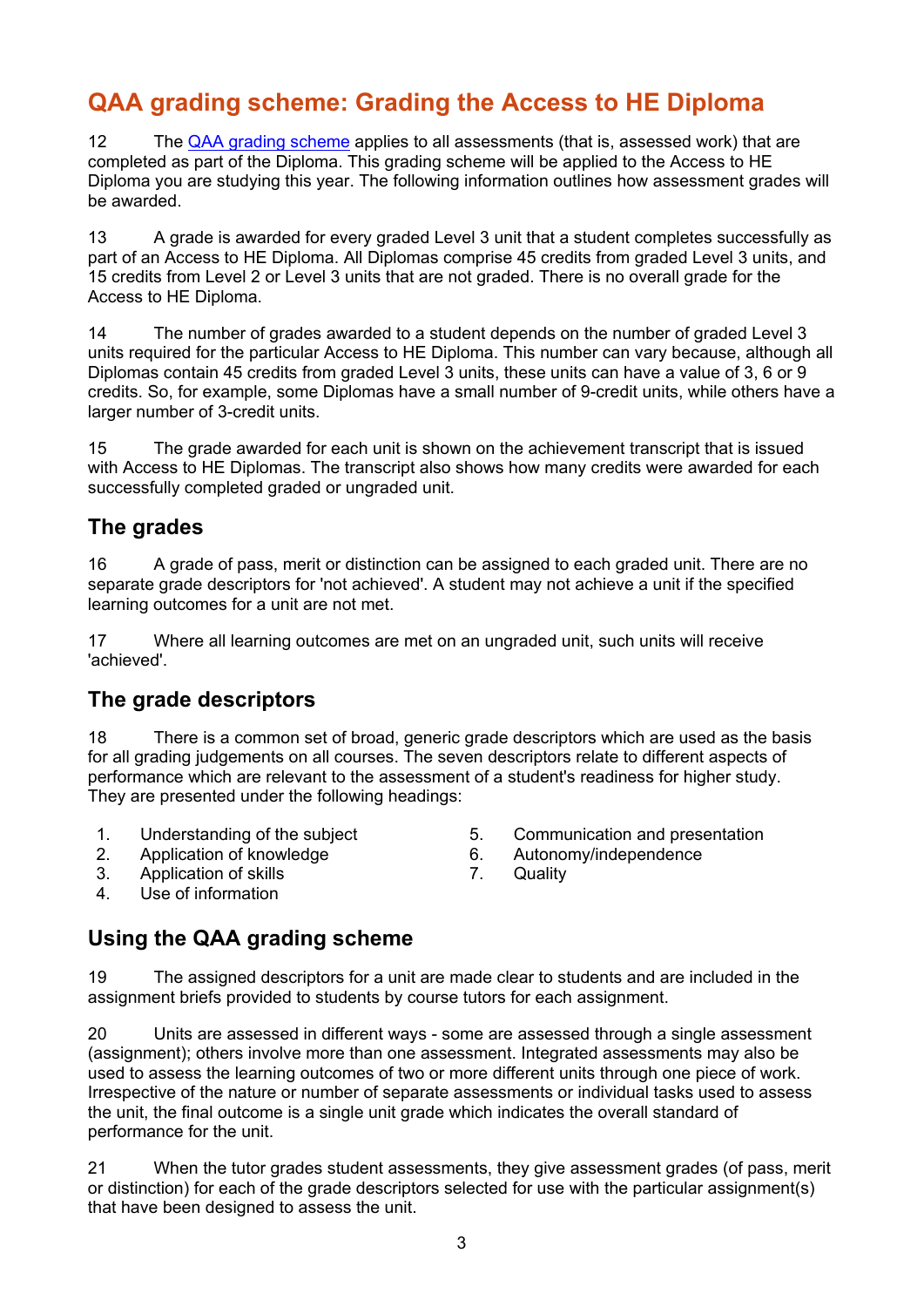# QAA grading scheme: Grading the Access to HE Diploma

12 The [QAA grading scheme]() applies to all assessments (that is, assessed work) that are completed as part of the Diploma. This grading scheme will be applied to the Access to HE Diploma you are studying this year. The following information outlines how assessment grades will be awarded.

13 A grade is awarded for every graded Level 3 unit that a student completes successfully as part of an Access to HE Diploma. All Diplomas comprise 45 credits from graded Level 3 units, and 15 credits from Level 2 or Level 3 units that are not graded. There is no overall grade for the Access to HE Diploma.

14 The number of grades awarded to a student depends on the number of graded Level 3 units required for the particular Access to HE Diploma. This number can vary because, although all Diplomas contain 45 credits from graded Level 3 units, these units can have a value of 3, 6 or 9 credits. So, for example, some Diplomas have a small number of 9-credit units, while others have a larger number of 3-credit units.

15 The grade awarded for each unit is shown on the achievement transcript that is issued with Access to HE Diplomas. The transcript also shows how many credits were awarded for each successfully completed graded or ungraded unit.

## The grades

16 A grade of pass, merit or distinction can be assigned to each graded unit. There are no separate grade descriptors for 'not achieved'. A student may not achieve a unit if the specified learning outcomes for a unit are not met.

17 Where all learning outcomes are met on an ungraded unit, such units will receive 'achieved'.

## The grade descriptors

18 There is a common set of broad, generic grade descriptors which are used as the basis for all grading judgements on all courses. The seven descriptors relate to different aspects of performance which are relevant to the assessment of a student's readiness for higher study. They are presented under the following headings:

1. Understanding of the subject
2. Application of knowledge
3. Application of skills
4. Use of information
5. Communication and presentation
6. Autonomy/independence
7. Quality

## Using the QAA grading scheme

19 The assigned descriptors for a unit are made clear to students and are included in the assignment briefs provided to students by course tutors for each assignment.

20 Units are assessed in different ways - some are assessed through a single assessment (assignment); others involve more than one assessment. Integrated assessments may also be used to assess the learning outcomes of two or more different units through one piece of work. Irrespective of the nature or number of separate assessments or individual tasks used to assess the unit, the final outcome is a single unit grade which indicates the overall standard of performance for the unit.

21 When the tutor grades student assessments, they give assessment grades (of pass, merit or distinction) for each of the grade descriptors selected for use with the particular assignment(s) that have been designed to assess the unit.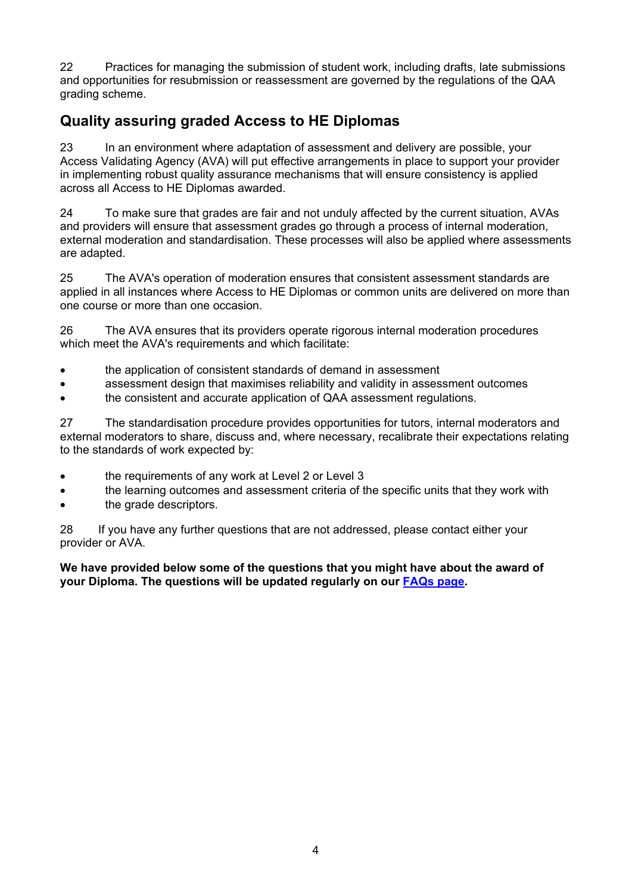22 Practices for managing the submission of student work, including drafts, late submissions and opportunities for resubmission or reassessment are governed by the regulations of the QAA grading scheme.

## Quality assuring graded Access to HE Diplomas

23 In an environment where adaptation of assessment and delivery are possible, your Access Validating Agency (AVA) will put effective arrangements in place to support your provider in implementing robust quality assurance mechanisms that will ensure consistency is applied across all Access to HE Diplomas awarded.

24 To make sure that grades are fair and not unduly affected by the current situation, AVAs and providers will ensure that assessment grades go through a process of internal moderation, external moderation and standardisation. These processes will also be applied where assessments are adapted.

25 The AVA's operation of moderation ensures that consistent assessment standards are applied in all instances where Access to HE Diplomas or common units are delivered on more than one course or more than one occasion.

26 The AVA ensures that its providers operate rigorous internal moderation procedures which meet the AVA's requirements and which facilitate:

- the application of consistent standards of demand in assessment
- assessment design that maximises reliability and validity in assessment outcomes
- the consistent and accurate application of QAA assessment regulations.

27 The standardisation procedure provides opportunities for tutors, internal moderators and external moderators to share, discuss and, where necessary, recalibrate their expectations relating to the standards of work expected by:

- the requirements of any work at Level 2 or Level 3
- the learning outcomes and assessment criteria of the specific units that they work with
- the grade descriptors.

28 If you have any further questions that are not addressed, please contact either your provider or AVA.

**We have provided below some of the questions that you might have about the award of your Diploma. The questions will be updated regularly on our [FAQs page](FAQs page).**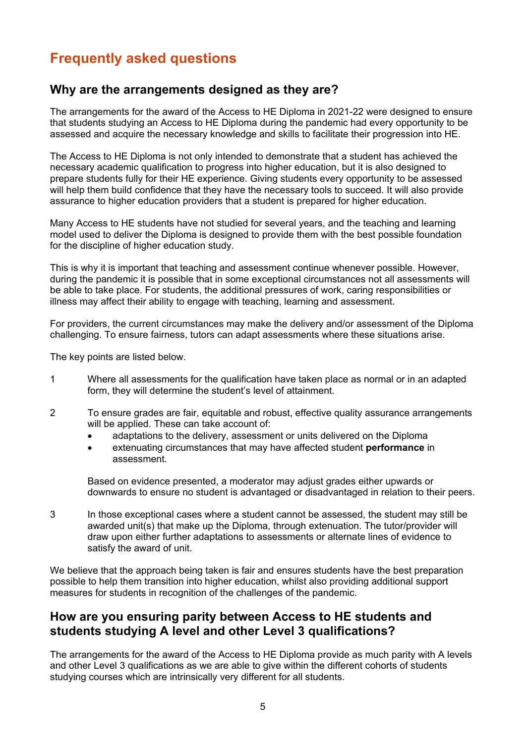# Frequently asked questions

## Why are the arrangements designed as they are?

The arrangements for the award of the Access to HE Diploma in 2021-22 were designed to ensure that students studying an Access to HE Diploma during the pandemic had every opportunity to be assessed and acquire the necessary knowledge and skills to facilitate their progression into HE.

The Access to HE Diploma is not only intended to demonstrate that a student has achieved the necessary academic qualification to progress into higher education, but it is also designed to prepare students fully for their HE experience. Giving students every opportunity to be assessed will help them build confidence that they have the necessary tools to succeed. It will also provide assurance to higher education providers that a student is prepared for higher education.

Many Access to HE students have not studied for several years, and the teaching and learning model used to deliver the Diploma is designed to provide them with the best possible foundation for the discipline of higher education study.

This is why it is important that teaching and assessment continue whenever possible. However, during the pandemic it is possible that in some exceptional circumstances not all assessments will be able to take place. For students, the additional pressures of work, caring responsibilities or illness may affect their ability to engage with teaching, learning and assessment.

For providers, the current circumstances may make the delivery and/or assessment of the Diploma challenging. To ensure fairness, tutors can adapt assessments where these situations arise.

The key points are listed below.

1. Where all assessments for the qualification have taken place as normal or in an adapted form, they will determine the student's level of attainment.

2. To ensure grades are fair, equitable and robust, effective quality assurance arrangements will be applied. These can take account of:
   - adaptations to the delivery, assessment or units delivered on the Diploma
   - extenuating circumstances that may have affected student **performance** in assessment.

   Based on evidence presented, a moderator may adjust grades either upwards or downwards to ensure no student is advantaged or disadvantaged in relation to their peers.

3. In those exceptional cases where a student cannot be assessed, the student may still be awarded unit(s) that make up the Diploma, through extenuation. The tutor/provider will draw upon either further adaptations to assessments or alternate lines of evidence to satisfy the award of unit.

We believe that the approach being taken is fair and ensures students have the best preparation possible to help them transition into higher education, whilst also providing additional support measures for students in recognition of the challenges of the pandemic.

## How are you ensuring parity between Access to HE students and students studying A level and other Level 3 qualifications?

The arrangements for the award of the Access to HE Diploma provide as much parity with A levels and other Level 3 qualifications as we are able to give within the different cohorts of students studying courses which are intrinsically very different for all students.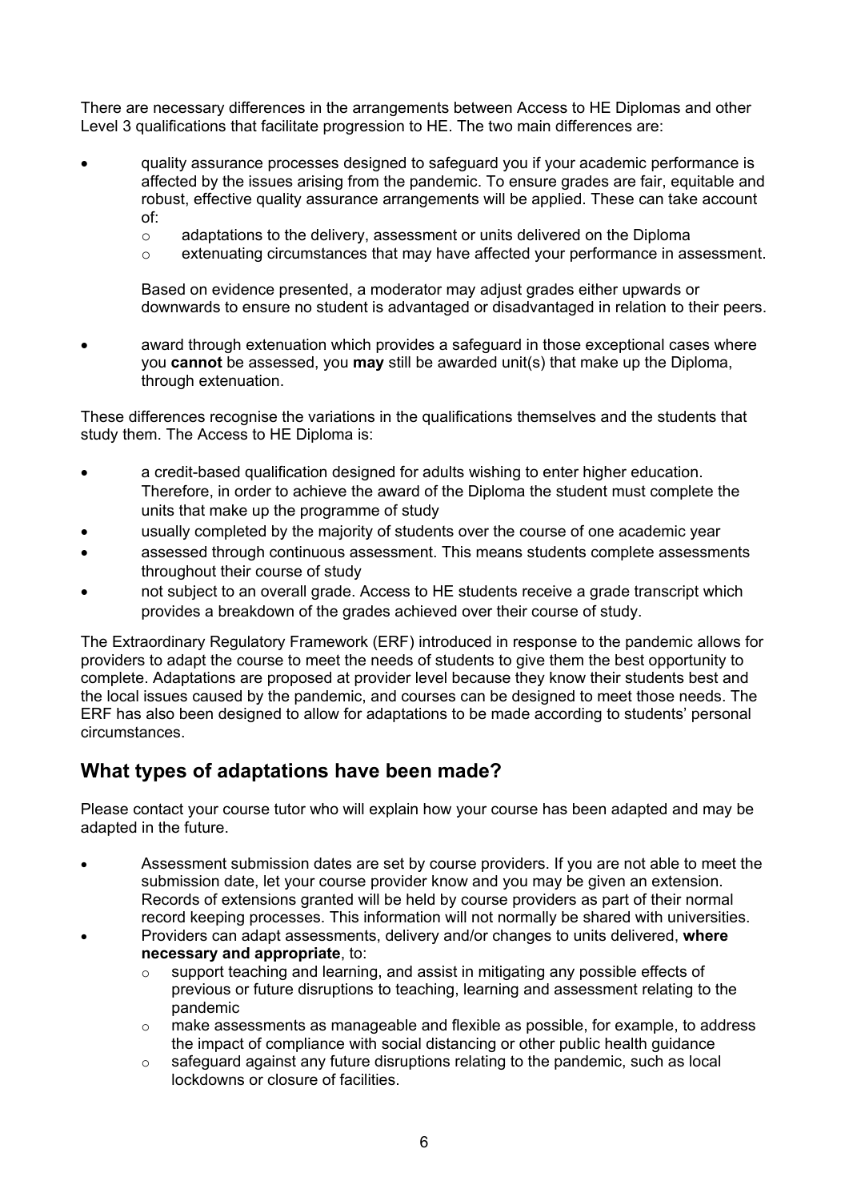There are necessary differences in the arrangements between Access to HE Diplomas and other Level 3 qualifications that facilitate progression to HE. The two main differences are:

- quality assurance processes designed to safeguard you if your academic performance is affected by the issues arising from the pandemic. To ensure grades are fair, equitable and robust, effective quality assurance arrangements will be applied. These can take account of:
  - adaptations to the delivery, assessment or units delivered on the Diploma
  - extenuating circumstances that may have affected your performance in assessment.

  Based on evidence presented, a moderator may adjust grades either upwards or downwards to ensure no student is advantaged or disadvantaged in relation to their peers.

- award through extenuation which provides a safeguard in those exceptional cases where you **cannot** be assessed, you **may** still be awarded unit(s) that make up the Diploma, through extenuation.

These differences recognise the variations in the qualifications themselves and the students that study them. The Access to HE Diploma is:

- a credit-based qualification designed for adults wishing to enter higher education. Therefore, in order to achieve the award of the Diploma the student must complete the units that make up the programme of study
- usually completed by the majority of students over the course of one academic year
- assessed through continuous assessment. This means students complete assessments throughout their course of study
- not subject to an overall grade. Access to HE students receive a grade transcript which provides a breakdown of the grades achieved over their course of study.

The Extraordinary Regulatory Framework (ERF) introduced in response to the pandemic allows for providers to adapt the course to meet the needs of students to give them the best opportunity to complete. Adaptations are proposed at provider level because they know their students best and the local issues caused by the pandemic, and courses can be designed to meet those needs. The ERF has also been designed to allow for adaptations to be made according to students' personal circumstances.

## What types of adaptations have been made?

Please contact your course tutor who will explain how your course has been adapted and may be adapted in the future.

- Assessment submission dates are set by course providers. If you are not able to meet the submission date, let your course provider know and you may be given an extension. Records of extensions granted will be held by course providers as part of their normal record keeping processes. This information will not normally be shared with universities.
- Providers can adapt assessments, delivery and/or changes to units delivered, **where necessary and appropriate**, to:
  - support teaching and learning, and assist in mitigating any possible effects of previous or future disruptions to teaching, learning and assessment relating to the pandemic
  - make assessments as manageable and flexible as possible, for example, to address the impact of compliance with social distancing or other public health guidance
  - safeguard against any future disruptions relating to the pandemic, such as local lockdowns or closure of facilities.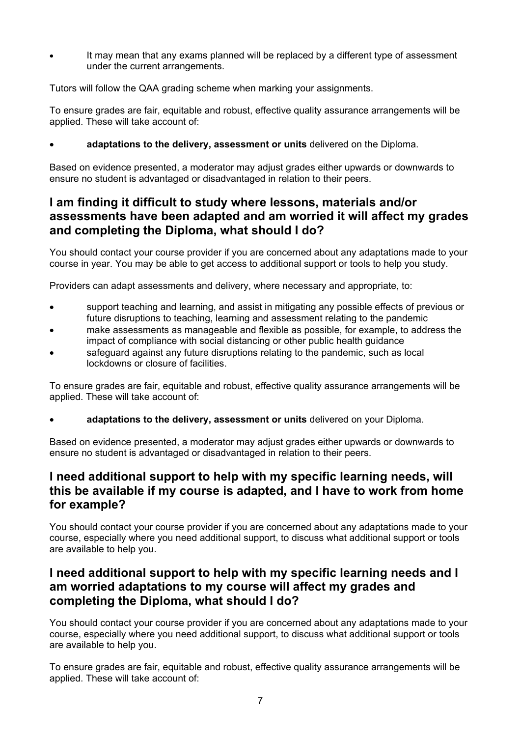- It may mean that any exams planned will be replaced by a different type of assessment under the current arrangements.

Tutors will follow the QAA grading scheme when marking your assignments.

To ensure grades are fair, equitable and robust, effective quality assurance arrangements will be applied. These will take account of:

- **adaptations to the delivery, assessment or units** delivered on the Diploma.

Based on evidence presented, a moderator may adjust grades either upwards or downwards to ensure no student is advantaged or disadvantaged in relation to their peers.

## I am finding it difficult to study where lessons, materials and/or assessments have been adapted and am worried it will affect my grades and completing the Diploma, what should I do?

You should contact your course provider if you are concerned about any adaptations made to your course in year. You may be able to get access to additional support or tools to help you study.

Providers can adapt assessments and delivery, where necessary and appropriate, to:

- support teaching and learning, and assist in mitigating any possible effects of previous or future disruptions to teaching, learning and assessment relating to the pandemic
- make assessments as manageable and flexible as possible, for example, to address the impact of compliance with social distancing or other public health guidance
- safeguard against any future disruptions relating to the pandemic, such as local lockdowns or closure of facilities.

To ensure grades are fair, equitable and robust, effective quality assurance arrangements will be applied. These will take account of:

- **adaptations to the delivery, assessment or units** delivered on your Diploma.

Based on evidence presented, a moderator may adjust grades either upwards or downwards to ensure no student is advantaged or disadvantaged in relation to their peers.

## I need additional support to help with my specific learning needs, will this be available if my course is adapted, and I have to work from home for example?

You should contact your course provider if you are concerned about any adaptations made to your course, especially where you need additional support, to discuss what additional support or tools are available to help you.

## I need additional support to help with my specific learning needs and I am worried adaptations to my course will affect my grades and completing the Diploma, what should I do?

You should contact your course provider if you are concerned about any adaptations made to your course, especially where you need additional support, to discuss what additional support or tools are available to help you.

To ensure grades are fair, equitable and robust, effective quality assurance arrangements will be applied. These will take account of: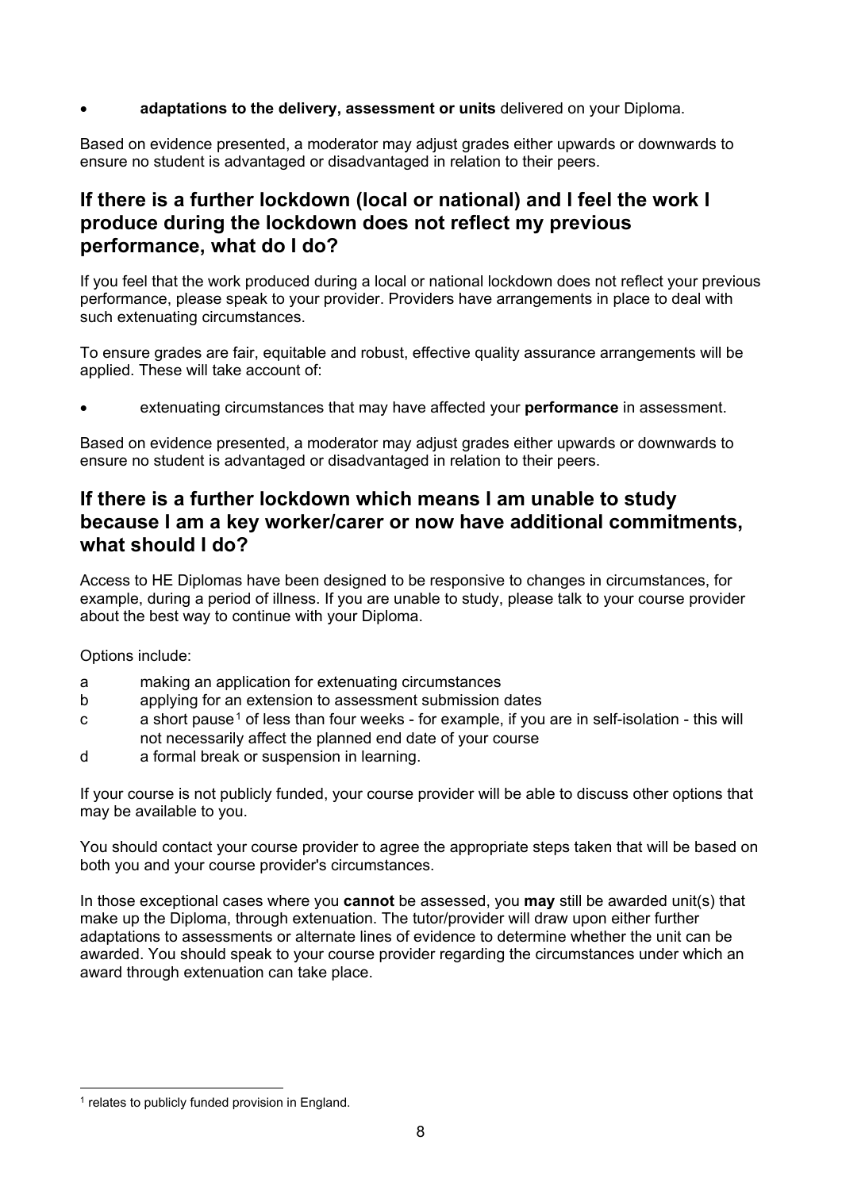- **adaptations to the delivery, assessment or units** delivered on your Diploma.

Based on evidence presented, a moderator may adjust grades either upwards or downwards to ensure no student is advantaged or disadvantaged in relation to their peers.

## If there is a further lockdown (local or national) and I feel the work I produce during the lockdown does not reflect my previous performance, what do I do?

If you feel that the work produced during a local or national lockdown does not reflect your previous performance, please speak to your provider. Providers have arrangements in place to deal with such extenuating circumstances.

To ensure grades are fair, equitable and robust, effective quality assurance arrangements will be applied. These will take account of:

- extenuating circumstances that may have affected your **performance** in assessment.

Based on evidence presented, a moderator may adjust grades either upwards or downwards to ensure no student is advantaged or disadvantaged in relation to their peers.

## If there is a further lockdown which means I am unable to study because I am a key worker/carer or now have additional commitments, what should I do?

Access to HE Diplomas have been designed to be responsive to changes in circumstances, for example, during a period of illness. If you are unable to study, please talk to your course provider about the best way to continue with your Diploma.

Options include:

a making an application for extenuating circumstances
b applying for an extension to assessment submission dates
c a short pause[1] of less than four weeks - for example, if you are in self-isolation - this will not necessarily affect the planned end date of your course
d a formal break or suspension in learning.

If your course is not publicly funded, your course provider will be able to discuss other options that may be available to you.

You should contact your course provider to agree the appropriate steps taken that will be based on both you and your course provider's circumstances.

In those exceptional cases where you **cannot** be assessed, you **may** still be awarded unit(s) that make up the Diploma, through extenuation. The tutor/provider will draw upon either further adaptations to assessments or alternate lines of evidence to determine whether the unit can be awarded. You should speak to your course provider regarding the circumstances under which an award through extenuation can take place.

[1] relates to publicly funded provision in England.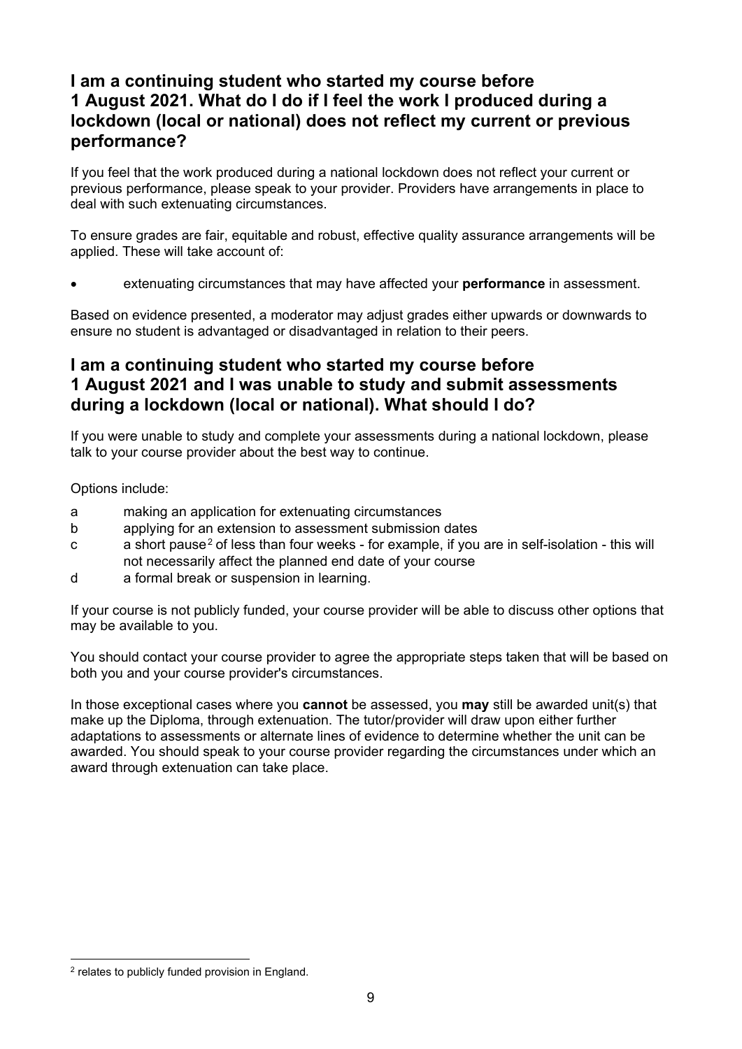## I am a continuing student who started my course before 1 August 2021. What do I do if I feel the work I produced during a lockdown (local or national) does not reflect my current or previous performance?

If you feel that the work produced during a national lockdown does not reflect your current or previous performance, please speak to your provider. Providers have arrangements in place to deal with such extenuating circumstances.

To ensure grades are fair, equitable and robust, effective quality assurance arrangements will be applied. These will take account of:

- extenuating circumstances that may have affected your **performance** in assessment.

Based on evidence presented, a moderator may adjust grades either upwards or downwards to ensure no student is advantaged or disadvantaged in relation to their peers.

## I am a continuing student who started my course before 1 August 2021 and I was unable to study and submit assessments during a lockdown (local or national). What should I do?

If you were unable to study and complete your assessments during a national lockdown, please talk to your course provider about the best way to continue.

Options include:

a making an application for extenuating circumstances

b applying for an extension to assessment submission dates

c a short pause[2] of less than four weeks - for example, if you are in self-isolation - this will not necessarily affect the planned end date of your course

d a formal break or suspension in learning.

If your course is not publicly funded, your course provider will be able to discuss other options that may be available to you.

You should contact your course provider to agree the appropriate steps taken that will be based on both you and your course provider's circumstances.

In those exceptional cases where you **cannot** be assessed, you **may** still be awarded unit(s) that make up the Diploma, through extenuation. The tutor/provider will draw upon either further adaptations to assessments or alternate lines of evidence to determine whether the unit can be awarded. You should speak to your course provider regarding the circumstances under which an award through extenuation can take place.

[2] relates to publicly funded provision in England.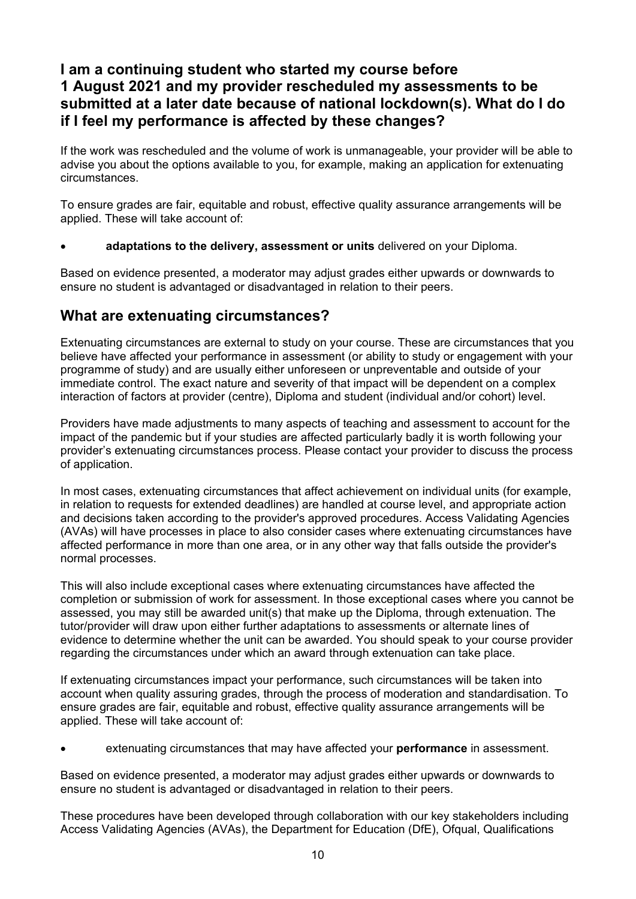## I am a continuing student who started my course before 1 August 2021 and my provider rescheduled my assessments to be submitted at a later date because of national lockdown(s). What do I do if I feel my performance is affected by these changes?

If the work was rescheduled and the volume of work is unmanageable, your provider will be able to advise you about the options available to you, for example, making an application for extenuating circumstances.

To ensure grades are fair, equitable and robust, effective quality assurance arrangements will be applied. These will take account of:

- **adaptations to the delivery, assessment or units** delivered on your Diploma.

Based on evidence presented, a moderator may adjust grades either upwards or downwards to ensure no student is advantaged or disadvantaged in relation to their peers.

## What are extenuating circumstances?

Extenuating circumstances are external to study on your course. These are circumstances that you believe have affected your performance in assessment (or ability to study or engagement with your programme of study) and are usually either unforeseen or unpreventable and outside of your immediate control. The exact nature and severity of that impact will be dependent on a complex interaction of factors at provider (centre), Diploma and student (individual and/or cohort) level.

Providers have made adjustments to many aspects of teaching and assessment to account for the impact of the pandemic but if your studies are affected particularly badly it is worth following your provider's extenuating circumstances process. Please contact your provider to discuss the process of application.

In most cases, extenuating circumstances that affect achievement on individual units (for example, in relation to requests for extended deadlines) are handled at course level, and appropriate action and decisions taken according to the provider's approved procedures. Access Validating Agencies (AVAs) will have processes in place to also consider cases where extenuating circumstances have affected performance in more than one area, or in any other way that falls outside the provider's normal processes.

This will also include exceptional cases where extenuating circumstances have affected the completion or submission of work for assessment. In those exceptional cases where you cannot be assessed, you may still be awarded unit(s) that make up the Diploma, through extenuation. The tutor/provider will draw upon either further adaptations to assessments or alternate lines of evidence to determine whether the unit can be awarded. You should speak to your course provider regarding the circumstances under which an award through extenuation can take place.

If extenuating circumstances impact your performance, such circumstances will be taken into account when quality assuring grades, through the process of moderation and standardisation. To ensure grades are fair, equitable and robust, effective quality assurance arrangements will be applied. These will take account of:

- extenuating circumstances that may have affected your **performance** in assessment.

Based on evidence presented, a moderator may adjust grades either upwards or downwards to ensure no student is advantaged or disadvantaged in relation to their peers.

These procedures have been developed through collaboration with our key stakeholders including Access Validating Agencies (AVAs), the Department for Education (DfE), Ofqual, Qualifications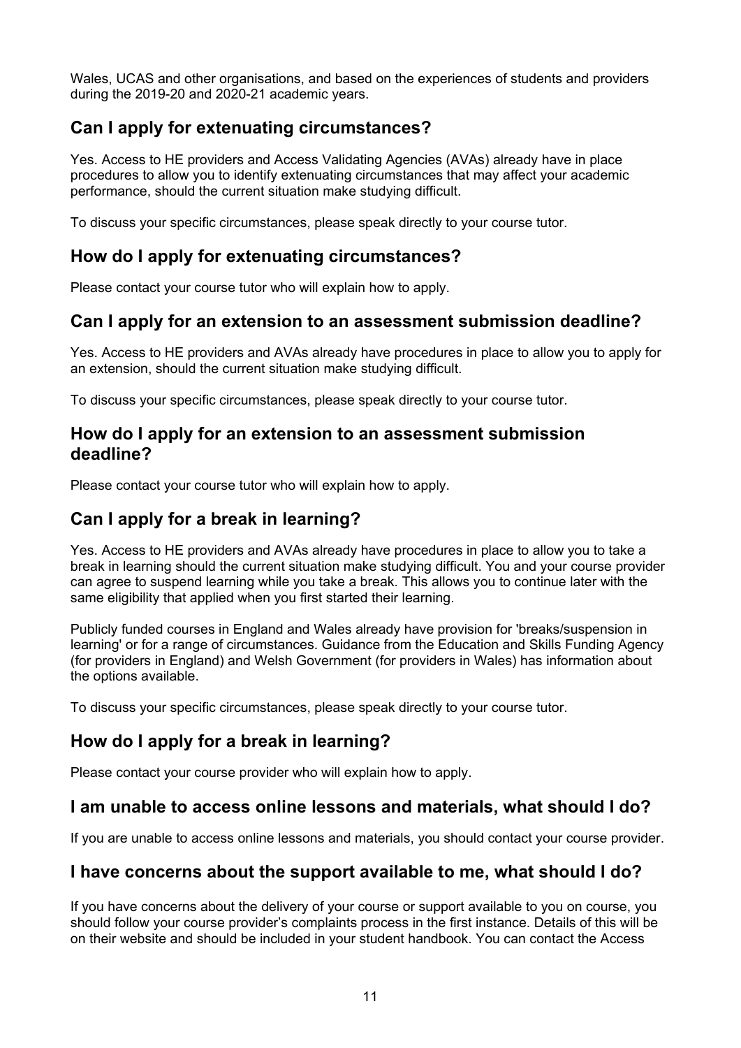Wales, UCAS and other organisations, and based on the experiences of students and providers during the 2019-20 and 2020-21 academic years.

## Can I apply for extenuating circumstances?

Yes. Access to HE providers and Access Validating Agencies (AVAs) already have in place procedures to allow you to identify extenuating circumstances that may affect your academic performance, should the current situation make studying difficult.

To discuss your specific circumstances, please speak directly to your course tutor.

## How do I apply for extenuating circumstances?

Please contact your course tutor who will explain how to apply.

## Can I apply for an extension to an assessment submission deadline?

Yes. Access to HE providers and AVAs already have procedures in place to allow you to apply for an extension, should the current situation make studying difficult.

To discuss your specific circumstances, please speak directly to your course tutor.

## How do I apply for an extension to an assessment submission deadline?

Please contact your course tutor who will explain how to apply.

## Can I apply for a break in learning?

Yes. Access to HE providers and AVAs already have procedures in place to allow you to take a break in learning should the current situation make studying difficult. You and your course provider can agree to suspend learning while you take a break. This allows you to continue later with the same eligibility that applied when you first started their learning.

Publicly funded courses in England and Wales already have provision for 'breaks/suspension in learning' or for a range of circumstances. Guidance from the Education and Skills Funding Agency (for providers in England) and Welsh Government (for providers in Wales) has information about the options available.

To discuss your specific circumstances, please speak directly to your course tutor.

## How do I apply for a break in learning?

Please contact your course provider who will explain how to apply.

## I am unable to access online lessons and materials, what should I do?

If you are unable to access online lessons and materials, you should contact your course provider.

## I have concerns about the support available to me, what should I do?

If you have concerns about the delivery of your course or support available to you on course, you should follow your course provider's complaints process in the first instance. Details of this will be on their website and should be included in your student handbook. You can contact the Access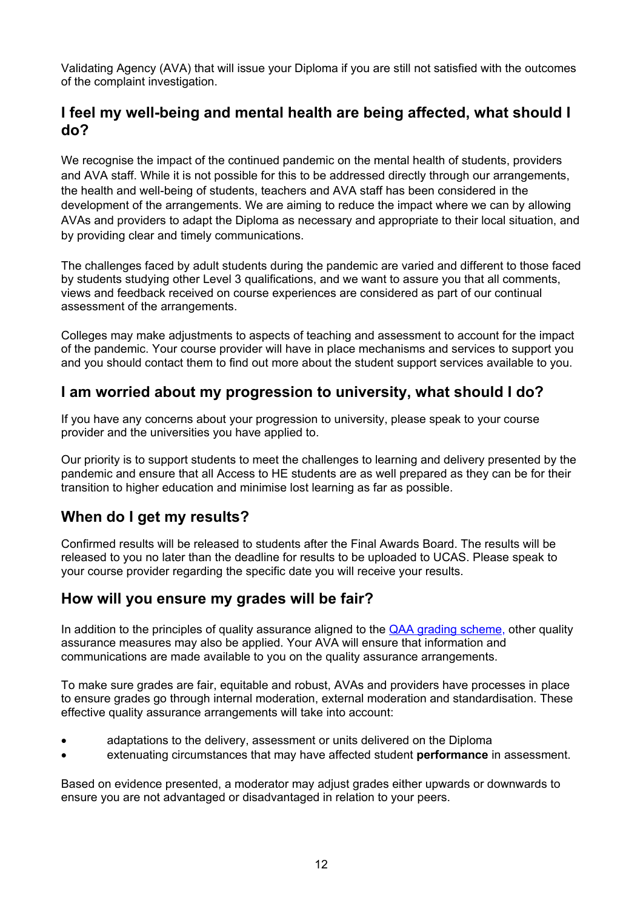Validating Agency (AVA) that will issue your Diploma if you are still not satisfied with the outcomes of the complaint investigation.

## I feel my well-being and mental health are being affected, what should I do?

We recognise the impact of the continued pandemic on the mental health of students, providers and AVA staff. While it is not possible for this to be addressed directly through our arrangements, the health and well-being of students, teachers and AVA staff has been considered in the development of the arrangements. We are aiming to reduce the impact where we can by allowing AVAs and providers to adapt the Diploma as necessary and appropriate to their local situation, and by providing clear and timely communications.

The challenges faced by adult students during the pandemic are varied and different to those faced by students studying other Level 3 qualifications, and we want to assure you that all comments, views and feedback received on course experiences are considered as part of our continual assessment of the arrangements.

Colleges may make adjustments to aspects of teaching and assessment to account for the impact of the pandemic. Your course provider will have in place mechanisms and services to support you and you should contact them to find out more about the student support services available to you.

## I am worried about my progression to university, what should I do?

If you have any concerns about your progression to university, please speak to your course provider and the universities you have applied to.

Our priority is to support students to meet the challenges to learning and delivery presented by the pandemic and ensure that all Access to HE students are as well prepared as they can be for their transition to higher education and minimise lost learning as far as possible.

## When do I get my results?

Confirmed results will be released to students after the Final Awards Board. The results will be released to you no later than the deadline for results to be uploaded to UCAS. Please speak to your course provider regarding the specific date you will receive your results.

## How will you ensure my grades will be fair?

In addition to the principles of quality assurance aligned to the [QAA grading scheme,] other quality assurance measures may also be applied. Your AVA will ensure that information and communications are made available to you on the quality assurance arrangements.

To make sure grades are fair, equitable and robust, AVAs and providers have processes in place to ensure grades go through internal moderation, external moderation and standardisation. These effective quality assurance arrangements will take into account:

- adaptations to the delivery, assessment or units delivered on the Diploma
- extenuating circumstances that may have affected student **performance** in assessment.

Based on evidence presented, a moderator may adjust grades either upwards or downwards to ensure you are not advantaged or disadvantaged in relation to your peers.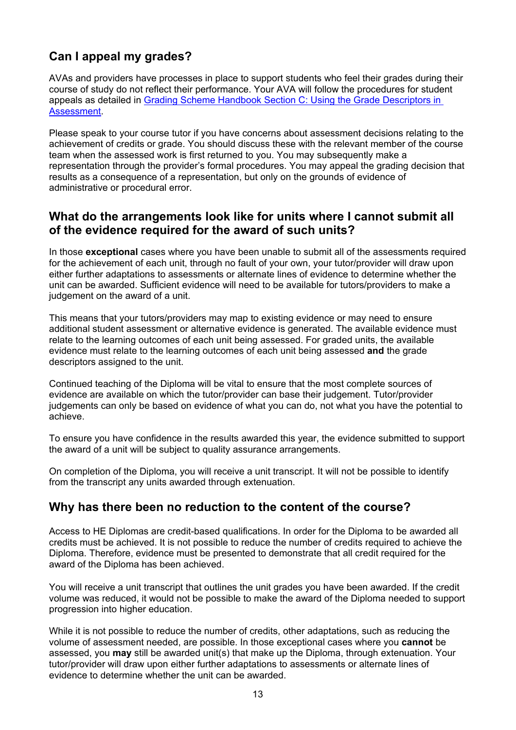## Can I appeal my grades?

AVAs and providers have processes in place to support students who feel their grades during their course of study do not reflect their performance. Your AVA will follow the procedures for student appeals as detailed in [Grading Scheme Handbook Section C: Using the Grade Descriptors in Assessment](#).

Please speak to your course tutor if you have concerns about assessment decisions relating to the achievement of credits or grade. You should discuss these with the relevant member of the course team when the assessed work is first returned to you. You may subsequently make a representation through the provider's formal procedures. You may appeal the grading decision that results as a consequence of a representation, but only on the grounds of evidence of administrative or procedural error.

## What do the arrangements look like for units where I cannot submit all of the evidence required for the award of such units?

In those **exceptional** cases where you have been unable to submit all of the assessments required for the achievement of each unit, through no fault of your own, your tutor/provider will draw upon either further adaptations to assessments or alternate lines of evidence to determine whether the unit can be awarded. Sufficient evidence will need to be available for tutors/providers to make a judgement on the award of a unit.

This means that your tutors/providers may map to existing evidence or may need to ensure additional student assessment or alternative evidence is generated. The available evidence must relate to the learning outcomes of each unit being assessed. For graded units, the available evidence must relate to the learning outcomes of each unit being assessed **and** the grade descriptors assigned to the unit.

Continued teaching of the Diploma will be vital to ensure that the most complete sources of evidence are available on which the tutor/provider can base their judgement. Tutor/provider judgements can only be based on evidence of what you can do, not what you have the potential to achieve.

To ensure you have confidence in the results awarded this year, the evidence submitted to support the award of a unit will be subject to quality assurance arrangements.

On completion of the Diploma, you will receive a unit transcript. It will not be possible to identify from the transcript any units awarded through extenuation.

## Why has there been no reduction to the content of the course?

Access to HE Diplomas are credit-based qualifications. In order for the Diploma to be awarded all credits must be achieved. It is not possible to reduce the number of credits required to achieve the Diploma. Therefore, evidence must be presented to demonstrate that all credit required for the award of the Diploma has been achieved.

You will receive a unit transcript that outlines the unit grades you have been awarded. If the credit volume was reduced, it would not be possible to make the award of the Diploma needed to support progression into higher education.

While it is not possible to reduce the number of credits, other adaptations, such as reducing the volume of assessment needed, are possible. In those exceptional cases where you **cannot** be assessed, you **may** still be awarded unit(s) that make up the Diploma, through extenuation. Your tutor/provider will draw upon either further adaptations to assessments or alternate lines of evidence to determine whether the unit can be awarded.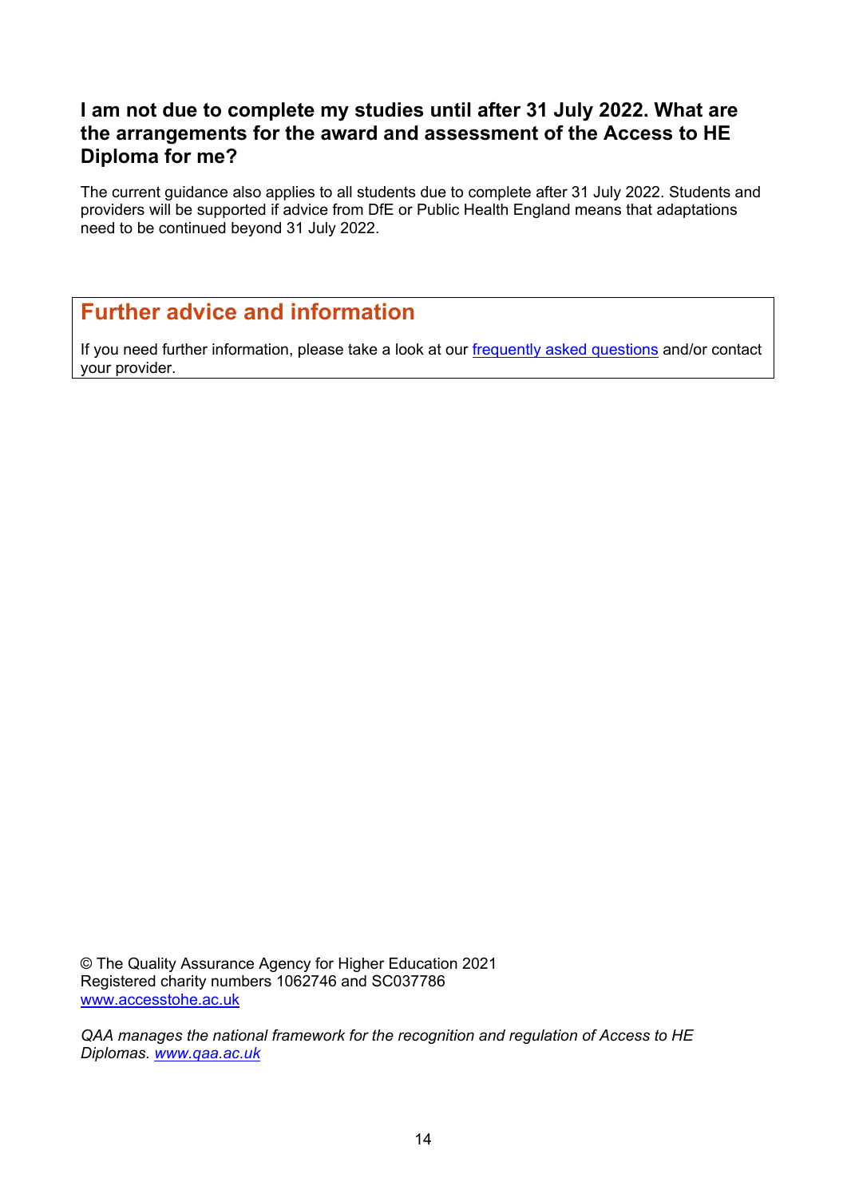### I am not due to complete my studies until after 31 July 2022. What are the arrangements for the award and assessment of the Access to HE Diploma for me?

The current guidance also applies to all students due to complete after 31 July 2022. Students and providers will be supported if advice from DfE or Public Health England means that adaptations need to be continued beyond 31 July 2022.

## Further advice and information

If you need further information, please take a look at our [frequently asked questions] and/or contact your provider.

© The Quality Assurance Agency for Higher Education 2021
Registered charity numbers 1062746 and SC037786
www.accesstohe.ac.uk

*QAA manages the national framework for the recognition and regulation of Access to HE Diplomas. www.qaa.ac.uk*